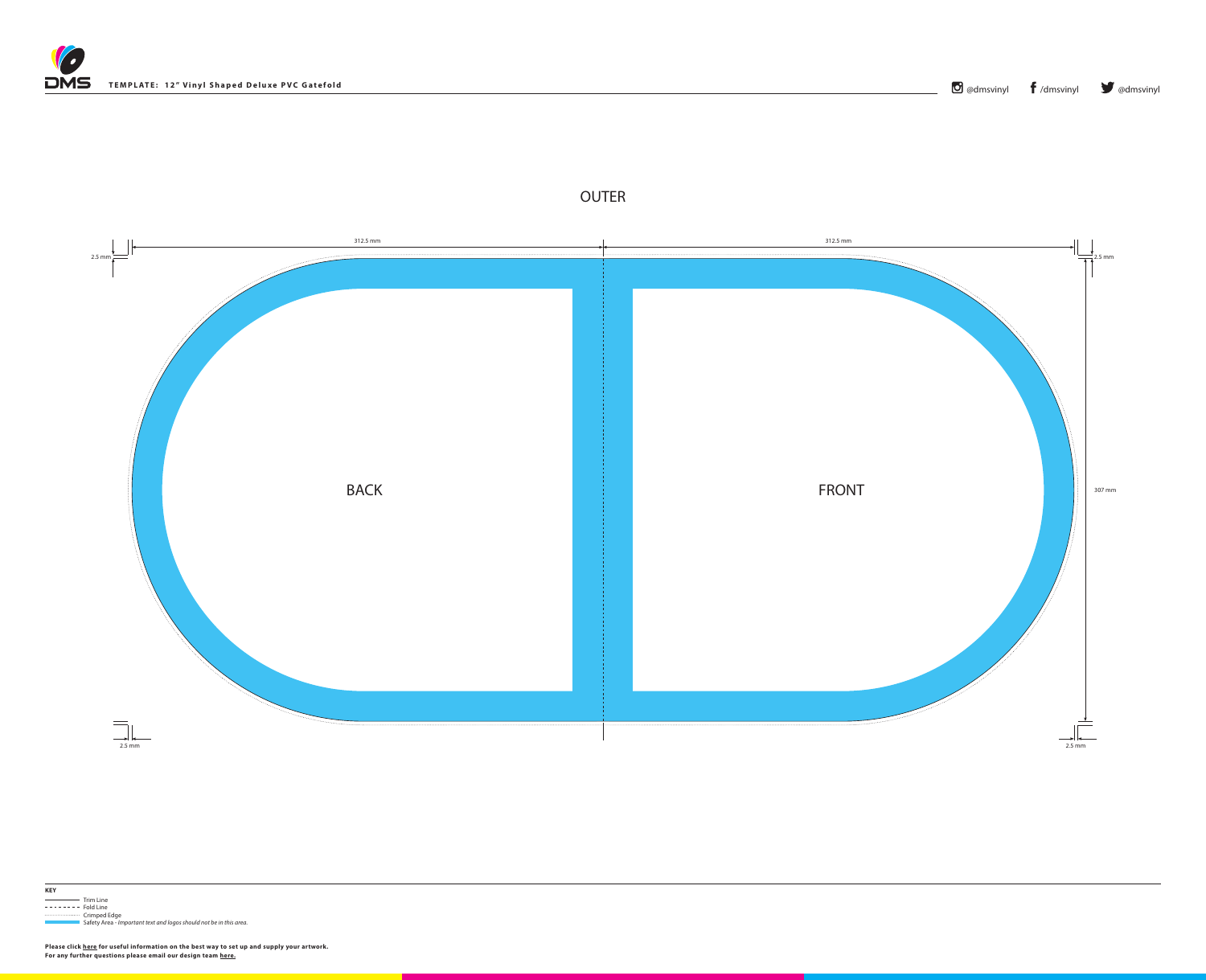**TEMPLATE: 12" Vinyl Shaped Deluxe PVC Gatefold**

@dmsvinyl /dmsvinyl @dmsvinyl

OUTER

312.5 mm

312.5 mm

2.5 mm

2.5 mm

BACK

FRONT

307 mm

2.5 mm

2.5 mm

**KEY**

- Trim Line
- Fold Line
- Crimped Edge
- Safety Area - *Important text and logos should not be in this area.*

**Please click here for useful information on the best way to set up and supply your artwork.**
**For any further questions please email our design team here.**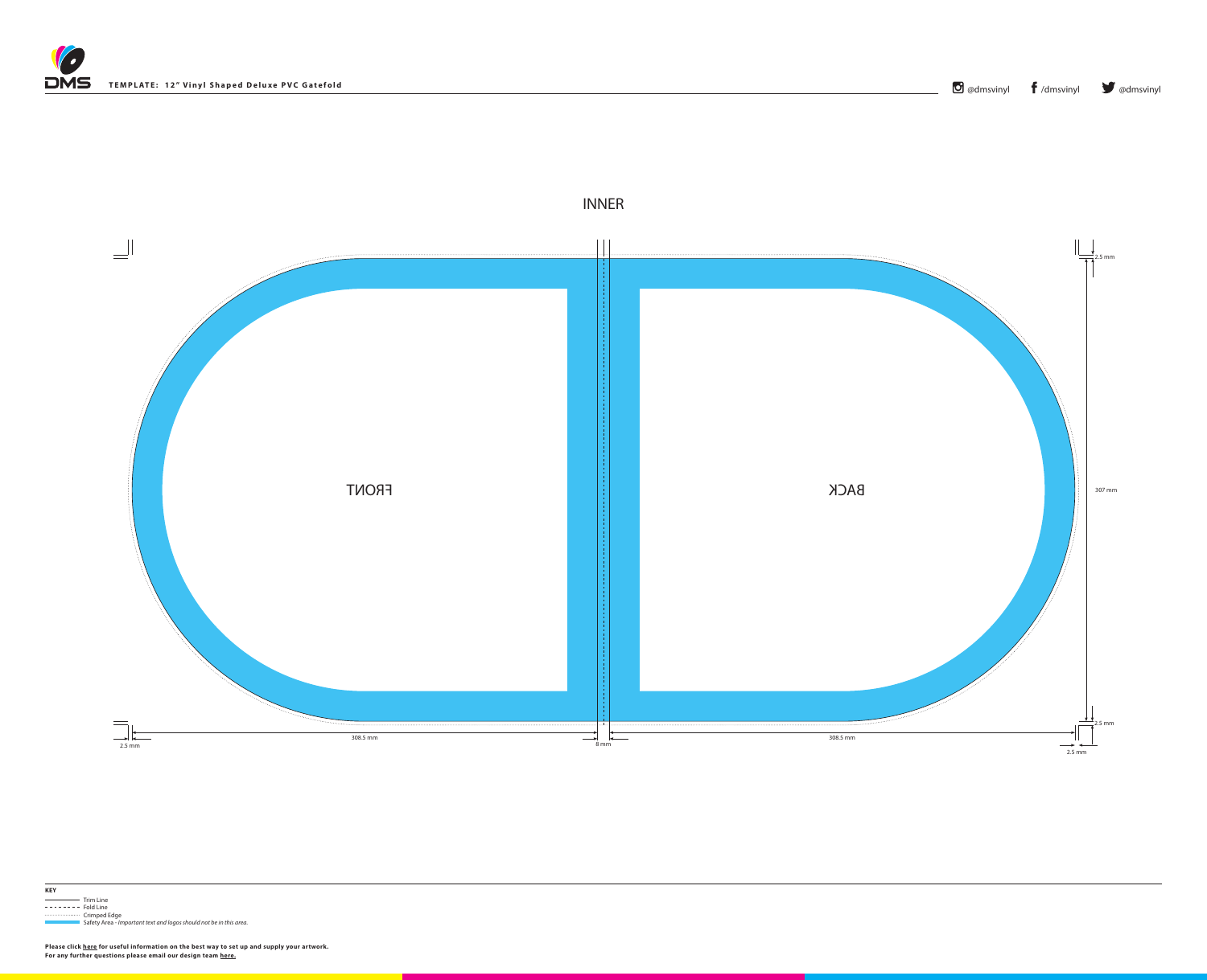**TEMPLATE: 12" Vinyl Shaped Deluxe PVC Gatefold**

@dmsvinyl /dmsvinyl @dmsvinyl

INNER

FRONT

BACK

2.5 mm

307 mm

2.5 mm

2.5 mm

308.5 mm

8 mm

308.5 mm

2.5 mm

**KEY**

Trim Line
Fold Line
Crimped Edge
Safety Area - *Important text and logos should not be in this area.*

**Please click here for useful information on the best way to set up and supply your artwork.**
**For any further questions please email our design team here.**